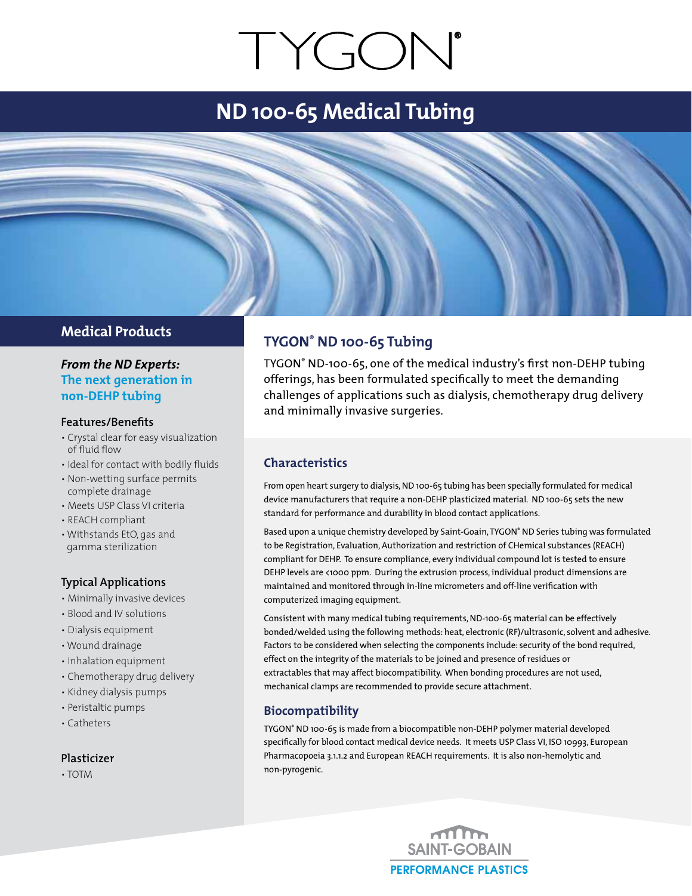# TYGON®

## ND 100-65 Medical Tubing

## Medical Products

***From the ND Experts:***
**The next generation in non-DEHP tubing**

### Features/Benefits

- Crystal clear for easy visualization of fluid flow
- Ideal for contact with bodily fluids
- Non-wetting surface permits complete drainage
- Meets USP Class VI criteria
- REACH compliant
- Withstands EtO, gas and gamma sterilization

### Typical Applications

- Minimally invasive devices
- Blood and IV solutions
- Dialysis equipment
- Wound drainage
- Inhalation equipment
- Chemotherapy drug delivery
- Kidney dialysis pumps
- Peristaltic pumps
- Catheters

### Plasticizer

- TOTM

## TYGON® ND 100-65 Tubing

TYGON® ND-100-65, one of the medical industry's first non-DEHP tubing offerings, has been formulated specifically to meet the demanding challenges of applications such as dialysis, chemotherapy drug delivery and minimally invasive surgeries.

### Characteristics

From open heart surgery to dialysis, ND 100-65 tubing has been specially formulated for medical device manufacturers that require a non-DEHP plasticized material. ND 100-65 sets the new standard for performance and durability in blood contact applications.

Based upon a unique chemistry developed by Saint-Goain, TYGON® ND Series tubing was formulated to be Registration, Evaluation, Authorization and restriction of CHemical substances (REACH) compliant for DEHP. To ensure compliance, every individual compound lot is tested to ensure DEHP levels are <1000 ppm. During the extrusion process, individual product dimensions are maintained and monitored through in-line micrometers and off-line verification with computerized imaging equipment.

Consistent with many medical tubing requirements, ND-100-65 material can be effectively bonded/welded using the following methods: heat, electronic (RF)/ultrasonic, solvent and adhesive. Factors to be considered when selecting the components include: security of the bond required, effect on the integrity of the materials to be joined and presence of residues or extractables that may affect biocompatibility. When bonding procedures are not used, mechanical clamps are recommended to provide secure attachment.

### Biocompatibility

TYGON® ND 100-65 is made from a biocompatible non-DEHP polymer material developed specifically for blood contact medical device needs. It meets USP Class VI, ISO 10993, European Pharmacopoeia 3.1.1.2 and European REACH requirements. It is also non-hemolytic and non-pyrogenic.

SAINT-GOBAIN
PERFORMANCE PLASTICS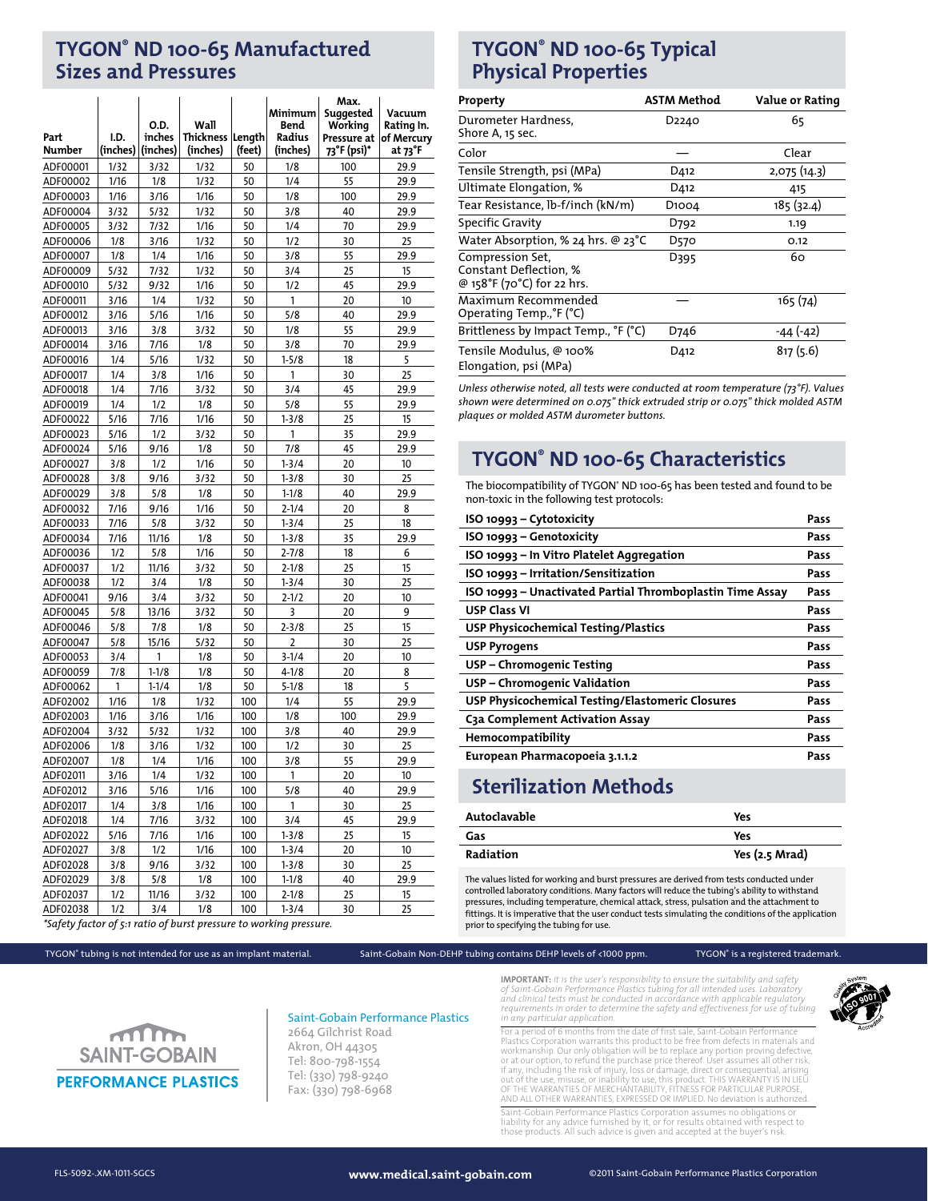## TYGON® ND 100-65 Manufactured Sizes and Pressures

| Part Number | I.D. (inches) | O.D. inches (inches) | Wall Thickness (inches) | Length (feet) | Minimum Bend Radius (inches) | Max. Suggested Working Pressure at 73°F (psi)* | Vacuum Rating In. of Mercury at 73°F |
|---|---|---|---|---|---|---|---|
| ADF00001 | 1/32 | 3/32 | 1/32 | 50 | 1/8 | 100 | 29.9 |
| ADF00002 | 1/16 | 1/8 | 1/32 | 50 | 1/4 | 55 | 29.9 |
| ADF00003 | 1/16 | 3/16 | 1/16 | 50 | 1/8 | 100 | 29.9 |
| ADF00004 | 3/32 | 5/32 | 1/32 | 50 | 3/8 | 40 | 29.9 |
| ADF00005 | 3/32 | 7/32 | 1/16 | 50 | 1/4 | 70 | 29.9 |
| ADF00006 | 1/8 | 3/16 | 1/32 | 50 | 1/2 | 30 | 25 |
| ADF00007 | 1/8 | 1/4 | 1/16 | 50 | 3/8 | 55 | 29.9 |
| ADF00009 | 5/32 | 7/32 | 1/32 | 50 | 3/4 | 25 | 15 |
| ADF00010 | 5/32 | 9/32 | 1/16 | 50 | 1/2 | 45 | 29.9 |
| ADF00011 | 3/16 | 1/4 | 1/32 | 50 | 1 | 20 | 10 |
| ADF00012 | 3/16 | 5/16 | 1/16 | 50 | 5/8 | 40 | 29.9 |
| ADF00013 | 3/16 | 3/8 | 3/32 | 50 | 1/8 | 55 | 29.9 |
| ADF00014 | 3/16 | 7/16 | 1/8 | 50 | 3/8 | 70 | 29.9 |
| ADF00016 | 1/4 | 5/16 | 1/32 | 50 | 1-5/8 | 18 | 5 |
| ADF00017 | 1/4 | 3/8 | 1/16 | 50 | 1 | 30 | 25 |
| ADF00018 | 1/4 | 7/16 | 3/32 | 50 | 3/4 | 45 | 29.9 |
| ADF00019 | 1/4 | 1/2 | 1/8 | 50 | 5/8 | 55 | 29.9 |
| ADF00022 | 5/16 | 7/16 | 1/16 | 50 | 1-3/8 | 25 | 15 |
| ADF00023 | 5/16 | 1/2 | 3/32 | 50 | 1 | 35 | 29.9 |
| ADF00024 | 5/16 | 9/16 | 1/8 | 50 | 7/8 | 45 | 29.9 |
| ADF00027 | 3/8 | 1/2 | 1/16 | 50 | 1-3/4 | 20 | 10 |
| ADF00028 | 3/8 | 9/16 | 3/32 | 50 | 1-3/8 | 30 | 25 |
| ADF00029 | 3/8 | 5/8 | 1/8 | 50 | 1-1/8 | 40 | 29.9 |
| ADF00032 | 7/16 | 9/16 | 1/16 | 50 | 2-1/4 | 20 | 8 |
| ADF00033 | 7/16 | 5/8 | 3/32 | 50 | 1-3/4 | 25 | 18 |
| ADF00034 | 7/16 | 11/16 | 1/8 | 50 | 1-3/8 | 35 | 29.9 |
| ADF00036 | 1/2 | 5/8 | 1/16 | 50 | 2-7/8 | 18 | 6 |
| ADF00037 | 1/2 | 11/16 | 3/32 | 50 | 2-1/8 | 25 | 15 |
| ADF00038 | 1/2 | 3/4 | 1/8 | 50 | 1-3/4 | 30 | 25 |
| ADF00041 | 9/16 | 3/4 | 3/32 | 50 | 2-1/2 | 20 | 10 |
| ADF00045 | 5/8 | 13/16 | 3/32 | 50 | 3 | 20 | 9 |
| ADF00046 | 5/8 | 7/8 | 1/8 | 50 | 2-3/8 | 25 | 15 |
| ADF00047 | 5/8 | 15/16 | 5/32 | 50 | 2 | 30 | 25 |
| ADF00053 | 3/4 | 1 | 1/8 | 50 | 3-1/4 | 20 | 10 |
| ADF00059 | 7/8 | 1-1/8 | 1/8 | 50 | 4-1/8 | 20 | 8 |
| ADF00062 | 1 | 1-1/4 | 1/8 | 50 | 5-1/8 | 18 | 5 |
| ADF02002 | 1/16 | 1/8 | 1/32 | 100 | 1/4 | 55 | 29.9 |
| ADF02003 | 1/16 | 3/16 | 1/16 | 100 | 1/8 | 100 | 29.9 |
| ADF02004 | 3/32 | 5/32 | 1/32 | 100 | 3/8 | 40 | 29.9 |
| ADF02006 | 1/8 | 3/16 | 1/32 | 100 | 1/2 | 30 | 25 |
| ADF02007 | 1/8 | 1/4 | 1/16 | 100 | 3/8 | 55 | 29.9 |
| ADF02011 | 3/16 | 1/4 | 1/32 | 100 | 1 | 20 | 10 |
| ADF02012 | 3/16 | 5/16 | 1/16 | 100 | 5/8 | 40 | 29.9 |
| ADF02017 | 1/4 | 3/8 | 1/16 | 100 | 1 | 30 | 25 |
| ADF02018 | 1/4 | 7/16 | 3/32 | 100 | 3/4 | 45 | 29.9 |
| ADF02022 | 5/16 | 7/16 | 1/16 | 100 | 1-3/8 | 25 | 15 |
| ADF02027 | 3/8 | 1/2 | 1/16 | 100 | 1-3/4 | 20 | 10 |
| ADF02028 | 3/8 | 9/16 | 3/32 | 100 | 1-3/8 | 30 | 25 |
| ADF02029 | 3/8 | 5/8 | 1/8 | 100 | 1-1/8 | 40 | 29.9 |
| ADF02037 | 1/2 | 11/16 | 3/32 | 100 | 2-1/8 | 25 | 15 |
| ADF02038 | 1/2 | 3/4 | 1/8 | 100 | 1-3/4 | 30 | 25 |

*\*Safety factor of 5:1 ratio of burst pressure to working pressure.*

## TYGON® ND 100-65 Typical Physical Properties

| Property | ASTM Method | Value or Rating |
|---|---|---|
| Durometer Hardness, Shore A, 15 sec. | D2240 | 65 |
| Color | — | Clear |
| Tensile Strength, psi (MPa) | D412 | 2,075 (14.3) |
| Ultimate Elongation, % | D412 | 415 |
| Tear Resistance, lb-f/inch (kN/m) | D1004 | 185 (32.4) |
| Specific Gravity | D792 | 1.19 |
| Water Absorption, % 24 hrs. @ 23°C | D570 | 0.12 |
| Compression Set, Constant Deflection, % @ 158°F (70°C) for 22 hrs. | D395 | 60 |
| Maximum Recommended Operating Temp.,°F (°C) | — | 165 (74) |
| Brittleness by Impact Temp., °F (°C) | D746 | -44 (-42) |
| Tensile Modulus, @ 100% Elongation, psi (MPa) | D412 | 817 (5.6) |

*Unless otherwise noted, all tests were conducted at room temperature (73°F). Values shown were determined on 0.075" thick extruded strip or 0.075" thick molded ASTM plaques or molded ASTM durometer buttons.*

## TYGON® ND 100-65 Characteristics

The biocompatibility of TYGON® ND 100-65 has been tested and found to be non-toxic in the following test protocols:

| | |
|---|---|
| **ISO 10993 – Cytotoxicity** | **Pass** |
| **ISO 10993 – Genotoxicity** | **Pass** |
| **ISO 10993 – In Vitro Platelet Aggregation** | **Pass** |
| **ISO 10993 – Irritation/Sensitization** | **Pass** |
| **ISO 10993 – Unactivated Partial Thromboplastin Time Assay** | **Pass** |
| **USP Class VI** | **Pass** |
| **USP Physicochemical Testing/Plastics** | **Pass** |
| **USP Pyrogens** | **Pass** |
| **USP – Chromogenic Testing** | **Pass** |
| **USP – Chromogenic Validation** | **Pass** |
| **USP Physicochemical Testing/Elastomeric Closures** | **Pass** |
| **C3a Complement Activation Assay** | **Pass** |
| **Hemocompatibility** | **Pass** |
| **European Pharmacopoeia 3.1.1.2** | **Pass** |

## Sterilization Methods

| | |
|---|---|
| **Autoclavable** | **Yes** |
| **Gas** | **Yes** |
| **Radiation** | **Yes (2.5 Mrad)** |

The values listed for working and burst pressures are derived from tests conducted under controlled laboratory conditions. Many factors will reduce the tubing's ability to withstand pressures, including temperature, chemical attack, stress, pulsation and the attachment to fittings. It is imperative that the user conduct tests simulating the conditions of the application prior to specifying the tubing for use.

TYGON® tubing is not intended for use as an implant material. Saint-Gobain Non-DEHP tubing contains DEHP levels of <1000 ppm. TYGON® is a registered trademark.

SAINT-GOBAIN PERFORMANCE PLASTICS

Saint-Gobain Performance Plastics
2664 Gilchrist Road
Akron, OH 44305
Tel: 800-798-1554
Tel: (330) 798-9240
Fax: (330) 798-6968

**IMPORTANT:** *It is the user's responsibility to ensure the suitability and safety of Saint-Gobain Performance Plastics tubing for all intended uses. Laboratory and clinical tests must be conducted in accordance with applicable regulatory requirements in order to determine the safety and effectiveness for use of tubing in any particular application.*

For a period of 6 months from the date of first sale, Saint-Gobain Performance Plastics Corporation warrants this product to be free from defects in materials and workmanship. Our only obligation will be to replace any portion proving defective, or at our option, to refund the purchase price thereof. User assumes all other risk, if any, including the risk of injury, loss or damage, direct or consequential, arising out of the use, misuse, or inability to use, this product. THIS WARRANTY IS IN LIEU OF THE WARRANTIES OF MERCHANTABILITY, FITNESS FOR PARTICULAR PURPOSE, AND ALL OTHER WARRANTIES, EXPRESSED OR IMPLIED. No deviation is authorized.

Saint-Gobain Performance Plastics Corporation assumes no obligations or liability for any advice furnished by it, or for results obtained with respect to those products. All such advice is given and accepted at the buyer's risk.

FLS-5092-XM-1011-SGCS www.medical.saint-gobain.com ©2011 Saint-Gobain Performance Plastics Corporation